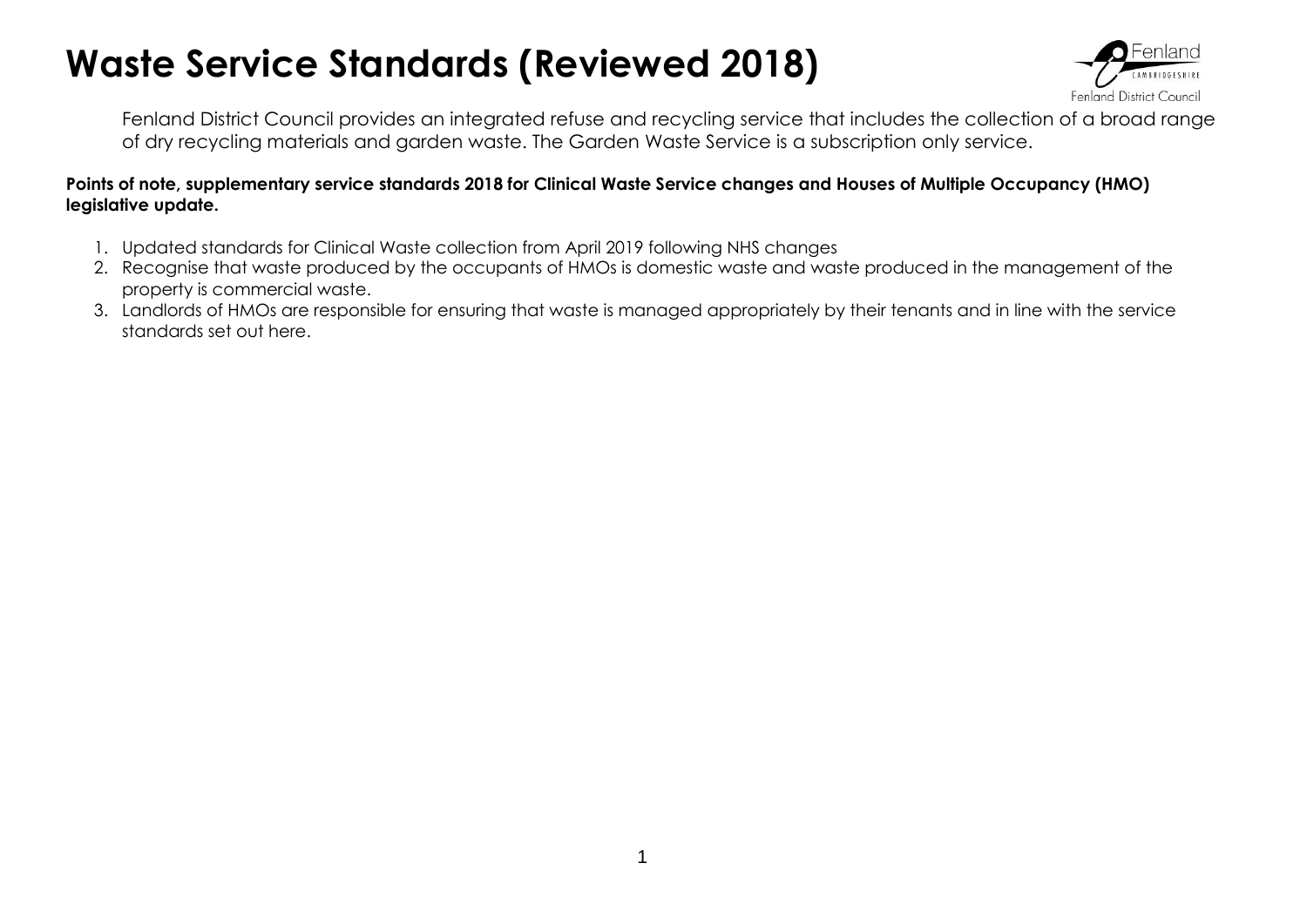# Waste Service Standards (Reviewed 2018)

Fenland District Council provides an integrated refuse and recycling service that includes the collection of a broad range of dry recycling materials and garden waste. The Garden Waste Service is a subscription only service.

**Points of note, supplementary service standards 2018 for Clinical Waste Service changes and Houses of Multiple Occupancy (HMO) legislative update.**

1. Updated standards for Clinical Waste collection from April 2019 following NHS changes
2. Recognise that waste produced by the occupants of HMOs is domestic waste and waste produced in the management of the property is commercial waste.
3. Landlords of HMOs are responsible for ensuring that waste is managed appropriately by their tenants and in line with the service standards set out here.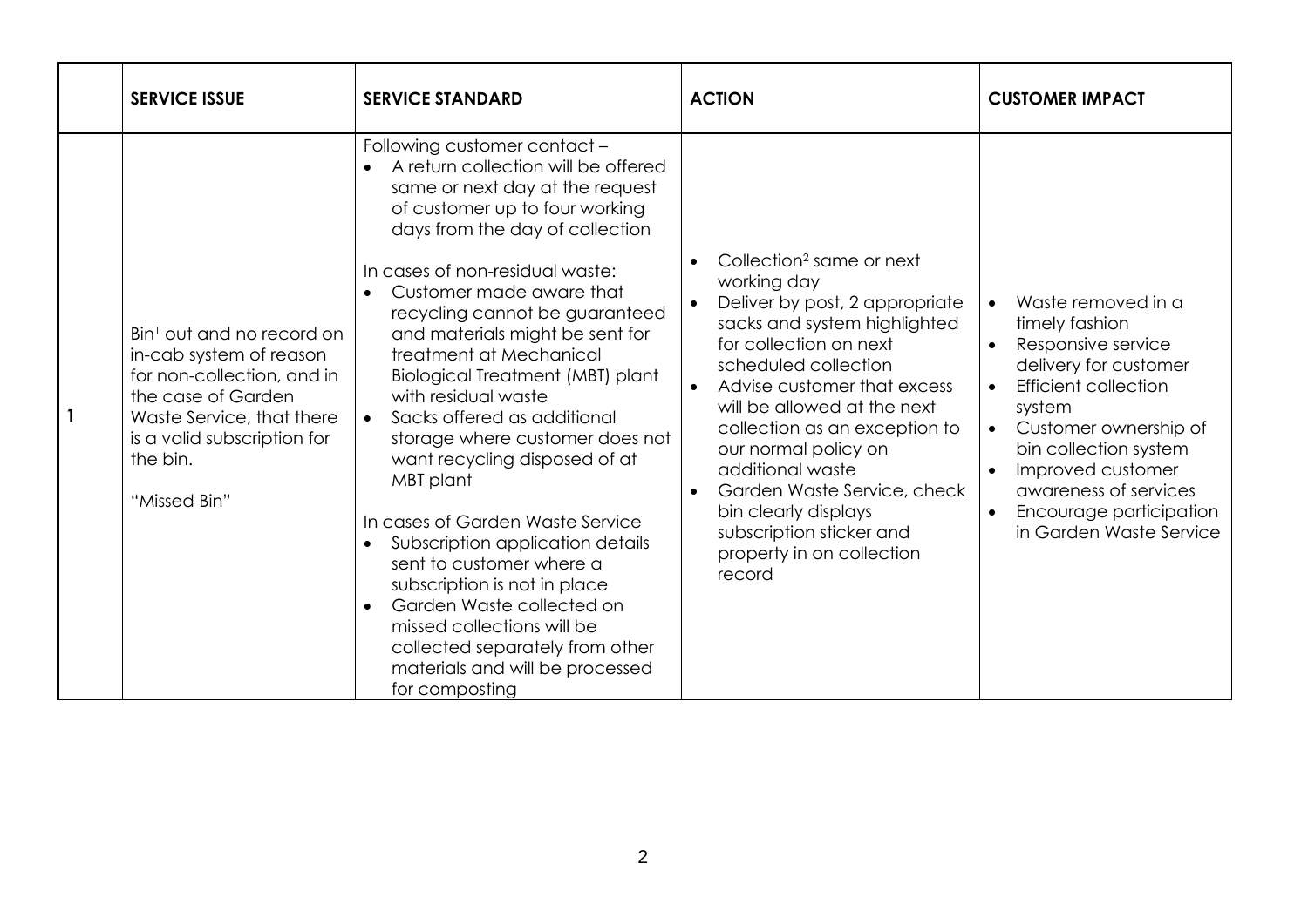| | SERVICE ISSUE | SERVICE STANDARD | ACTION | CUSTOMER IMPACT |
|---|---|---|---|---|
| 1 | Bin[1] out and no record on in-cab system of reason for non-collection, and in the case of Garden Waste Service, that there is a valid subscription for the bin.<br><br>"Missed Bin" | Following customer contact –<br>• A return collection will be offered same or next day at the request of customer up to four working days from the day of collection<br><br>In cases of non-residual waste:<br>• Customer made aware that recycling cannot be guaranteed and materials might be sent for treatment at Mechanical Biological Treatment (MBT) plant with residual waste<br>• Sacks offered as additional storage where customer does not want recycling disposed of at MBT plant<br><br>In cases of Garden Waste Service<br>• Subscription application details sent to customer where a subscription is not in place<br>• Garden Waste collected on missed collections will be collected separately from other materials and will be processed for composting | • Collection[2] same or next working day<br>• Deliver by post, 2 appropriate sacks and system highlighted for collection on next scheduled collection<br>• Advise customer that excess will be allowed at the next collection as an exception to our normal policy on additional waste<br>• Garden Waste Service, check bin clearly displays subscription sticker and property in on collection record | • Waste removed in a timely fashion<br>• Responsive service delivery for customer<br>• Efficient collection system<br>• Customer ownership of bin collection system<br>• Improved customer awareness of services<br>• Encourage participation in Garden Waste Service |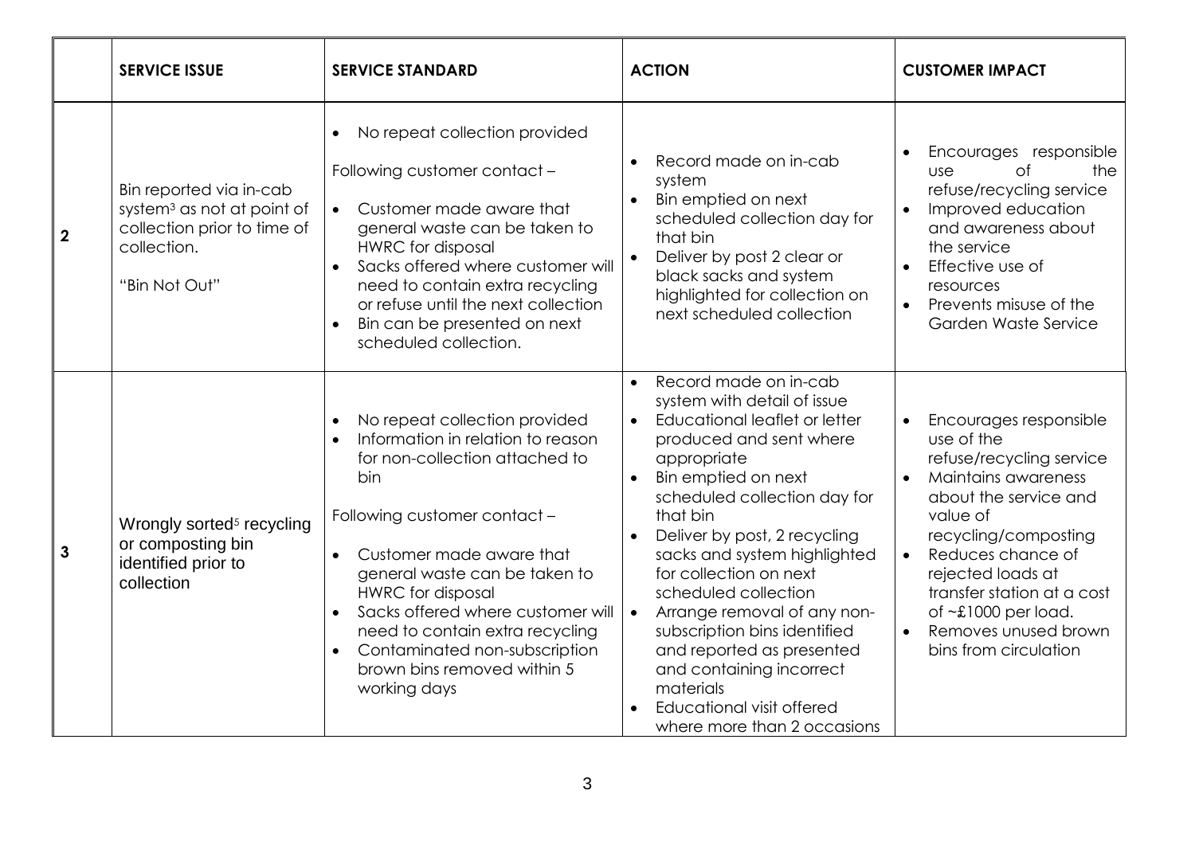| | SERVICE ISSUE | SERVICE STANDARD | ACTION | CUSTOMER IMPACT |
|---|---|---|---|---|
| 2 | Bin reported via in-cab system[3] as not at point of collection prior to time of collection.<br><br>"Bin Not Out" | • No repeat collection provided<br><br>Following customer contact –<br><br>• Customer made aware that general waste can be taken to HWRC for disposal<br>• Sacks offered where customer will need to contain extra recycling or refuse until the next collection<br>• Bin can be presented on next scheduled collection. | • Record made on in-cab system<br>• Bin emptied on next scheduled collection day for that bin<br>• Deliver by post 2 clear or black sacks and system highlighted for collection on next scheduled collection | • Encourages responsible use of the refuse/recycling service<br>• Improved education and awareness about the service<br>• Effective use of resources<br>• Prevents misuse of the Garden Waste Service |
| 3 | Wrongly sorted[5] recycling or composting bin identified prior to collection | • No repeat collection provided<br>• Information in relation to reason for non-collection attached to bin<br><br>Following customer contact –<br><br>• Customer made aware that general waste can be taken to HWRC for disposal<br>• Sacks offered where customer will need to contain extra recycling<br>• Contaminated non-subscription brown bins removed within 5 working days | • Record made on in-cab system with detail of issue<br>• Educational leaflet or letter produced and sent where appropriate<br>• Bin emptied on next scheduled collection day for that bin<br>• Deliver by post, 2 recycling sacks and system highlighted for collection on next scheduled collection<br>• Arrange removal of any non-subscription bins identified and reported as presented and containing incorrect materials<br>• Educational visit offered where more than 2 occasions | • Encourages responsible use of the refuse/recycling service<br>• Maintains awareness about the service and value of recycling/composting<br>• Reduces chance of rejected loads at transfer station at a cost of ~£1000 per load.<br>• Removes unused brown bins from circulation |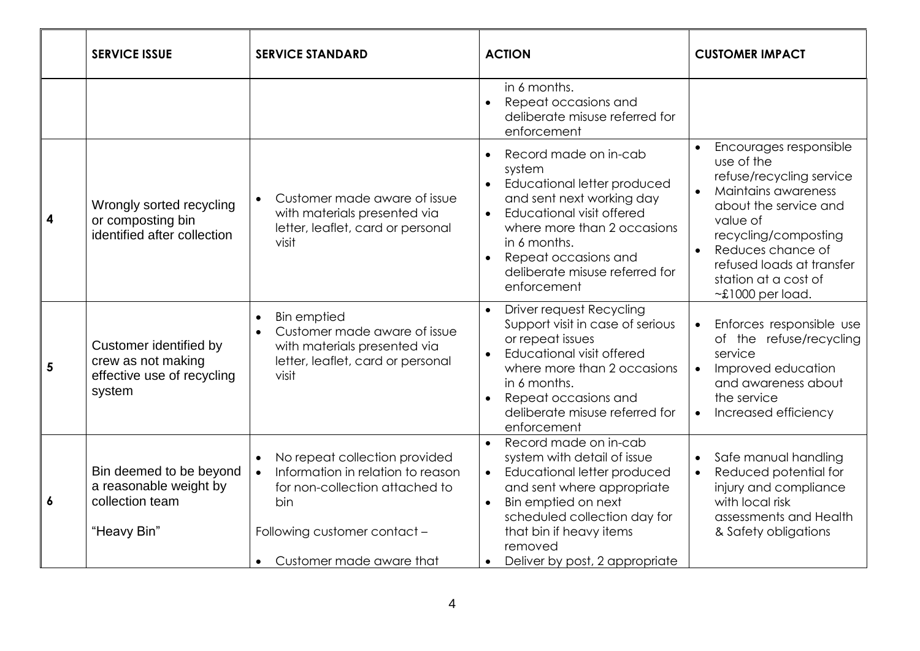| | SERVICE ISSUE | SERVICE STANDARD | ACTION | CUSTOMER IMPACT |
|---|---|---|---|---|
| | | | in 6 months.<br>• Repeat occasions and deliberate misuse referred for enforcement | |
| 4 | Wrongly sorted recycling or composting bin identified after collection | • Customer made aware of issue with materials presented via letter, leaflet, card or personal visit | • Record made on in-cab system<br>• Educational letter produced and sent next working day<br>• Educational visit offered where more than 2 occasions in 6 months.<br>• Repeat occasions and deliberate misuse referred for enforcement | • Encourages responsible use of the refuse/recycling service<br>• Maintains awareness about the service and value of recycling/composting<br>• Reduces chance of refused loads at transfer station at a cost of ~£1000 per load. |
| 5 | Customer identified by crew as not making effective use of recycling system | • Bin emptied<br>• Customer made aware of issue with materials presented via letter, leaflet, card or personal visit | • Driver request Recycling Support visit in case of serious or repeat issues<br>• Educational visit offered where more than 2 occasions in 6 months.<br>• Repeat occasions and deliberate misuse referred for enforcement | • Enforces responsible use of the refuse/recycling service<br>• Improved education and awareness about the service<br>• Increased efficiency |
| 6 | Bin deemed to be beyond a reasonable weight by collection team<br><br>"Heavy Bin" | • No repeat collection provided<br>• Information in relation to reason for non-collection attached to bin<br><br>Following customer contact –<br><br>• Customer made aware that | • Record made on in-cab system with detail of issue<br>• Educational letter produced and sent where appropriate<br>• Bin emptied on next scheduled collection day for that bin if heavy items removed<br>• Deliver by post, 2 appropriate | • Safe manual handling<br>• Reduced potential for injury and compliance with local risk assessments and Health & Safety obligations |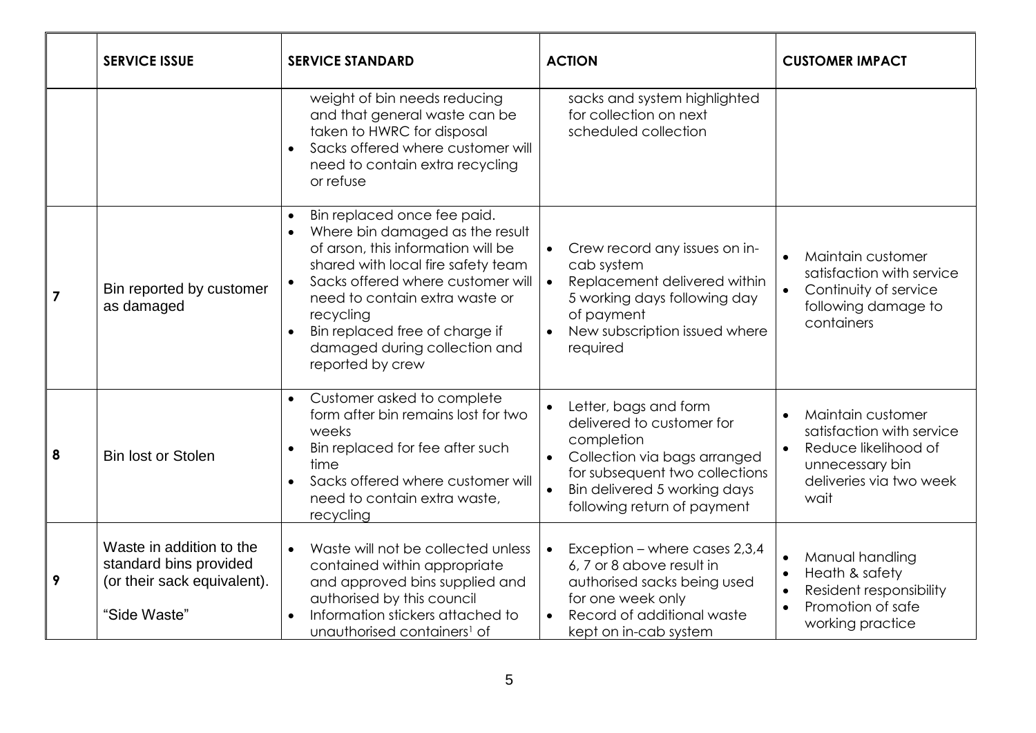|  | SERVICE ISSUE | SERVICE STANDARD | ACTION | CUSTOMER IMPACT |
|---|---|---|---|---|
|  |  | weight of bin needs reducing and that general waste can be taken to HWRC for disposal<br>• Sacks offered where customer will need to contain extra recycling or refuse | sacks and system highlighted for collection on next scheduled collection |  |
| 7 | Bin reported by customer as damaged | • Bin replaced once fee paid.<br>• Where bin damaged as the result of arson, this information will be shared with local fire safety team<br>• Sacks offered where customer will need to contain extra waste or recycling<br>• Bin replaced free of charge if damaged during collection and reported by crew | • Crew record any issues on in-cab system<br>• Replacement delivered within 5 working days following day of payment<br>• New subscription issued where required | • Maintain customer satisfaction with service<br>• Continuity of service following damage to containers |
| 8 | Bin lost or Stolen | • Customer asked to complete form after bin remains lost for two weeks<br>• Bin replaced for fee after such time<br>• Sacks offered where customer will need to contain extra waste, recycling | • Letter, bags and form delivered to customer for completion<br>• Collection via bags arranged for subsequent two collections<br>• Bin delivered 5 working days following return of payment | • Maintain customer satisfaction with service<br>• Reduce likelihood of unnecessary bin deliveries via two week wait |
| 9 | Waste in addition to the standard bins provided (or their sack equivalent).<br><br>"Side Waste" | • Waste will not be collected unless contained within appropriate and approved bins supplied and authorised by this council<br>• Information stickers attached to unauthorised containers[1] of | • Exception – where cases 2,3,4 6, 7 or 8 above result in authorised sacks being used for one week only<br>• Record of additional waste kept on in-cab system | • Manual handling<br>• Heath & safety<br>• Resident responsibility<br>• Promotion of safe working practice |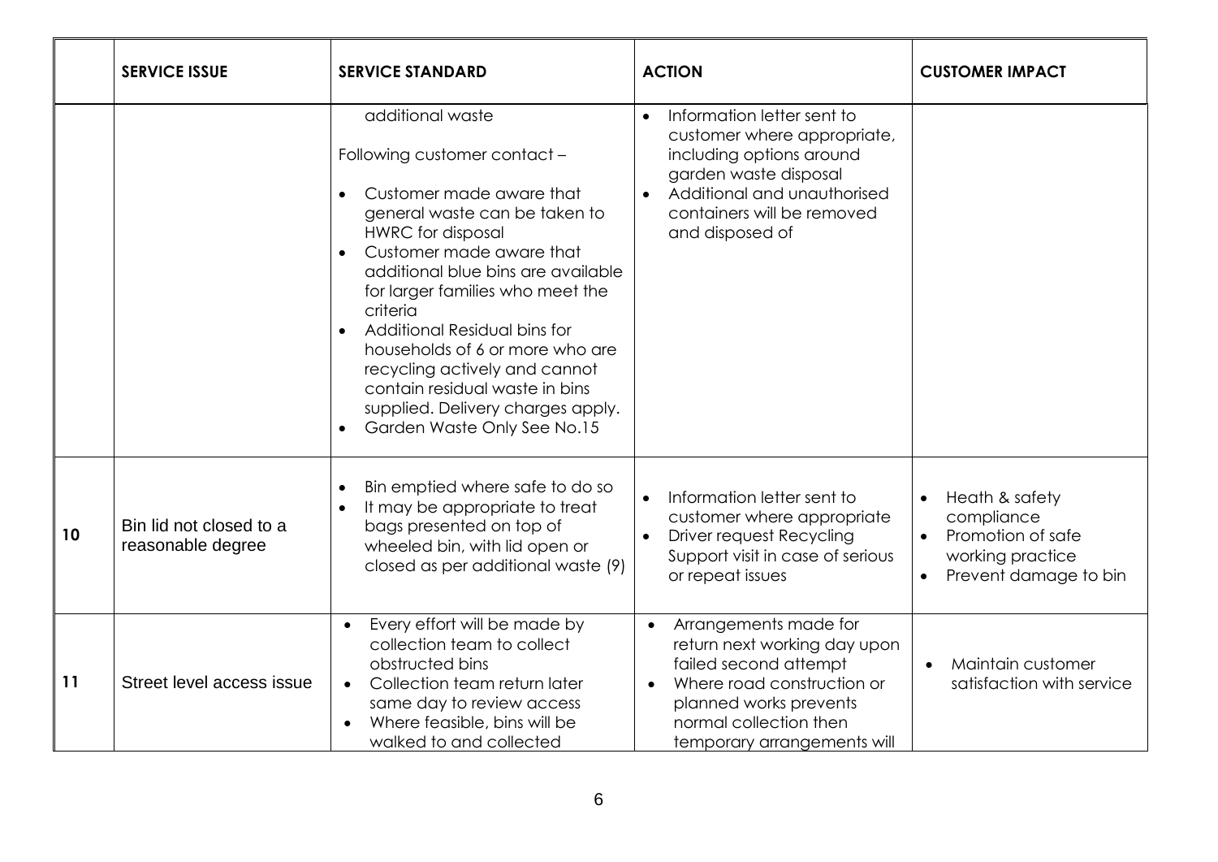| | SERVICE ISSUE | SERVICE STANDARD | ACTION | CUSTOMER IMPACT |
|---|---|---|---|---|
| | | additional waste<br><br>Following customer contact –<br><br>• Customer made aware that general waste can be taken to HWRC for disposal<br>• Customer made aware that additional blue bins are available for larger families who meet the criteria<br>• Additional Residual bins for households of 6 or more who are recycling actively and cannot contain residual waste in bins supplied. Delivery charges apply.<br>• Garden Waste Only See No.15 | • Information letter sent to customer where appropriate, including options around garden waste disposal<br>• Additional and unauthorised containers will be removed and disposed of | |
| 10 | Bin lid not closed to a reasonable degree | • Bin emptied where safe to do so<br>• It may be appropriate to treat bags presented on top of wheeled bin, with lid open or closed as per additional waste (9) | • Information letter sent to customer where appropriate<br>• Driver request Recycling Support visit in case of serious or repeat issues | • Heath & safety compliance<br>• Promotion of safe working practice<br>• Prevent damage to bin |
| 11 | Street level access issue | • Every effort will be made by collection team to collect obstructed bins<br>• Collection team return later same day to review access<br>• Where feasible, bins will be walked to and collected | • Arrangements made for return next working day upon failed second attempt<br>• Where road construction or planned works prevents normal collection then temporary arrangements will | • Maintain customer satisfaction with service |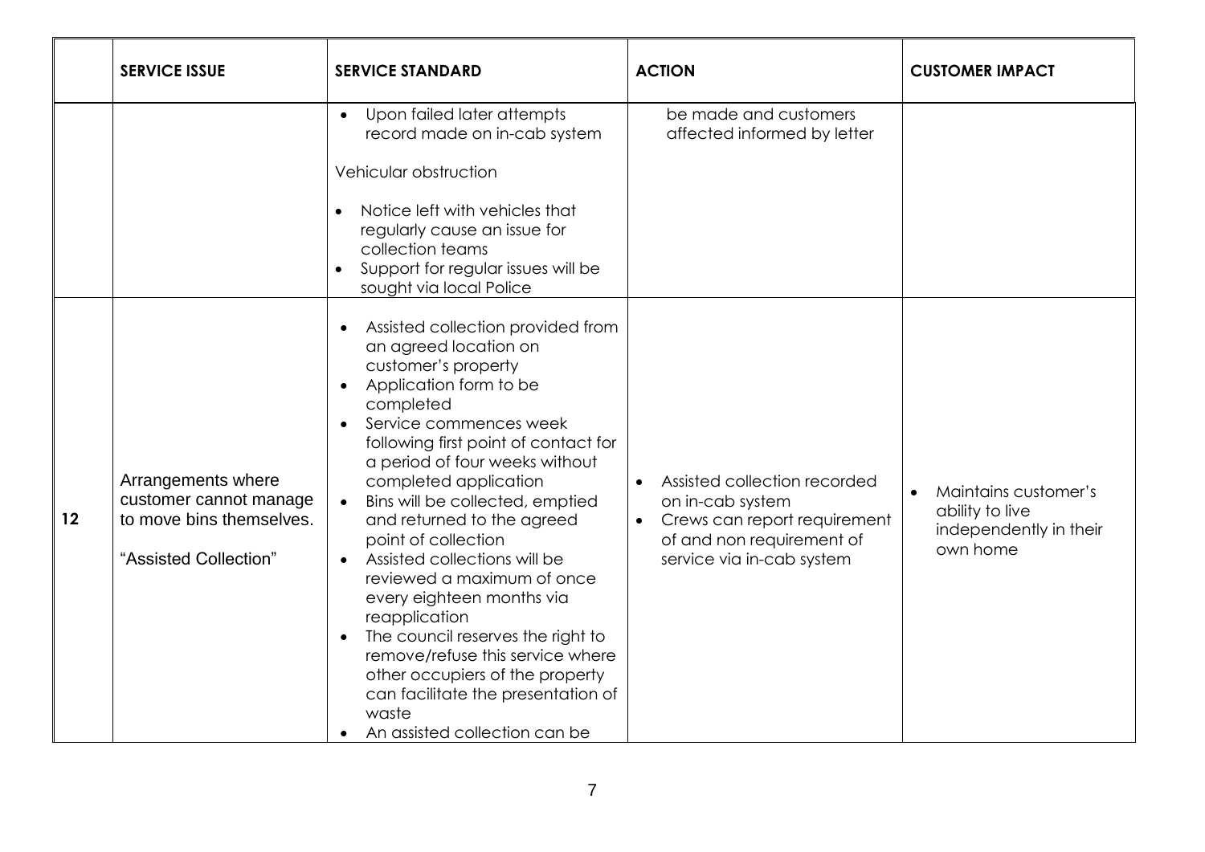| | SERVICE ISSUE | SERVICE STANDARD | ACTION | CUSTOMER IMPACT |
|---|---|---|---|---|
| | | • Upon failed later attempts record made on in-cab system<br><br>Vehicular obstruction<br><br>• Notice left with vehicles that regularly cause an issue for collection teams<br>• Support for regular issues will be sought via local Police | be made and customers affected informed by letter | |
| 12 | Arrangements where customer cannot manage to move bins themselves.<br><br>"Assisted Collection" | • Assisted collection provided from an agreed location on customer's property<br>• Application form to be completed<br>• Service commences week following first point of contact for a period of four weeks without completed application<br>• Bins will be collected, emptied and returned to the agreed point of collection<br>• Assisted collections will be reviewed a maximum of once every eighteen months via reapplication<br>• The council reserves the right to remove/refuse this service where other occupiers of the property can facilitate the presentation of waste<br>• An assisted collection can be | • Assisted collection recorded on in-cab system<br>• Crews can report requirement of and non requirement of service via in-cab system | • Maintains customer's ability to live independently in their own home |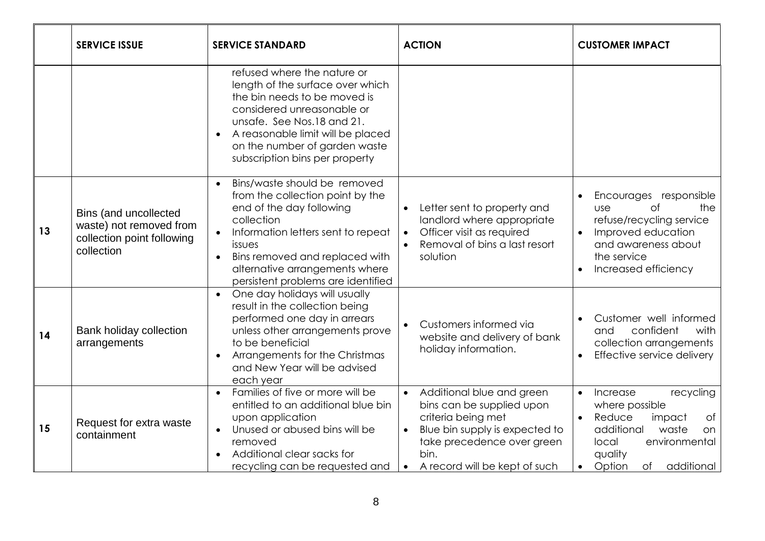| | SERVICE ISSUE | SERVICE STANDARD | ACTION | CUSTOMER IMPACT |
|---|---|---|---|---|
| | | refused where the nature or length of the surface over which the bin needs to be moved is considered unreasonable or unsafe. See Nos.18 and 21.<br>• A reasonable limit will be placed on the number of garden waste subscription bins per property | | |
| 13 | Bins (and uncollected waste) not removed from collection point following collection | • Bins/waste should be removed from the collection point by the end of the day following collection<br>• Information letters sent to repeat issues<br>• Bins removed and replaced with alternative arrangements where persistent problems are identified | • Letter sent to property and landlord where appropriate<br>• Officer visit as required<br>• Removal of bins a last resort solution | • Encourages responsible use of the refuse/recycling service<br>• Improved education and awareness about the service<br>• Increased efficiency |
| 14 | Bank holiday collection arrangements | • One day holidays will usually result in the collection being performed one day in arrears unless other arrangements prove to be beneficial<br>• Arrangements for the Christmas and New Year will be advised each year | • Customers informed via website and delivery of bank holiday information. | • Customer well informed and confident with collection arrangements<br>• Effective service delivery |
| 15 | Request for extra waste containment | • Families of five or more will be entitled to an additional blue bin upon application<br>• Unused or abused bins will be removed<br>• Additional clear sacks for recycling can be requested and | • Additional blue and green bins can be supplied upon criteria being met<br>• Blue bin supply is expected to take precedence over green bin.<br>• A record will be kept of such | • Increase recycling where possible<br>• Reduce impact of additional waste on local environmental quality<br>• Option of additional |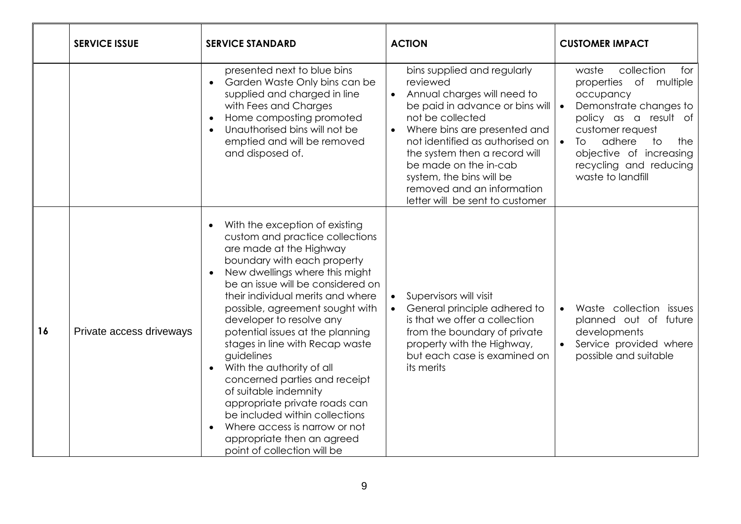| | SERVICE ISSUE | SERVICE STANDARD | ACTION | CUSTOMER IMPACT |
|---|---|---|---|---|
| | | presented next to blue bins<br>• Garden Waste Only bins can be supplied and charged in line with Fees and Charges<br>• Home composting promoted<br>• Unauthorised bins will not be emptied and will be removed and disposed of. | bins supplied and regularly reviewed<br>• Annual charges will need to be paid in advance or bins will not be collected<br>• Where bins are presented and not identified as authorised on the system then a record will be made on the in-cab system, the bins will be removed and an information letter will be sent to customer | waste collection for properties of multiple occupancy<br>• Demonstrate changes to policy as a result of customer request<br>• To adhere to the objective of increasing recycling and reducing waste to landfill |
| 16 | Private access driveways | • With the exception of existing custom and practice collections are made at the Highway boundary with each property<br>• New dwellings where this might be an issue will be considered on their individual merits and where possible, agreement sought with developer to resolve any potential issues at the planning stages in line with Recap waste guidelines<br>• With the authority of all concerned parties and receipt of suitable indemnity appropriate private roads can be included within collections<br>• Where access is narrow or not appropriate then an agreed point of collection will be | • Supervisors will visit<br>• General principle adhered to is that we offer a collection from the boundary of private property with the Highway, but each case is examined on its merits | • Waste collection issues planned out of future developments<br>• Service provided where possible and suitable |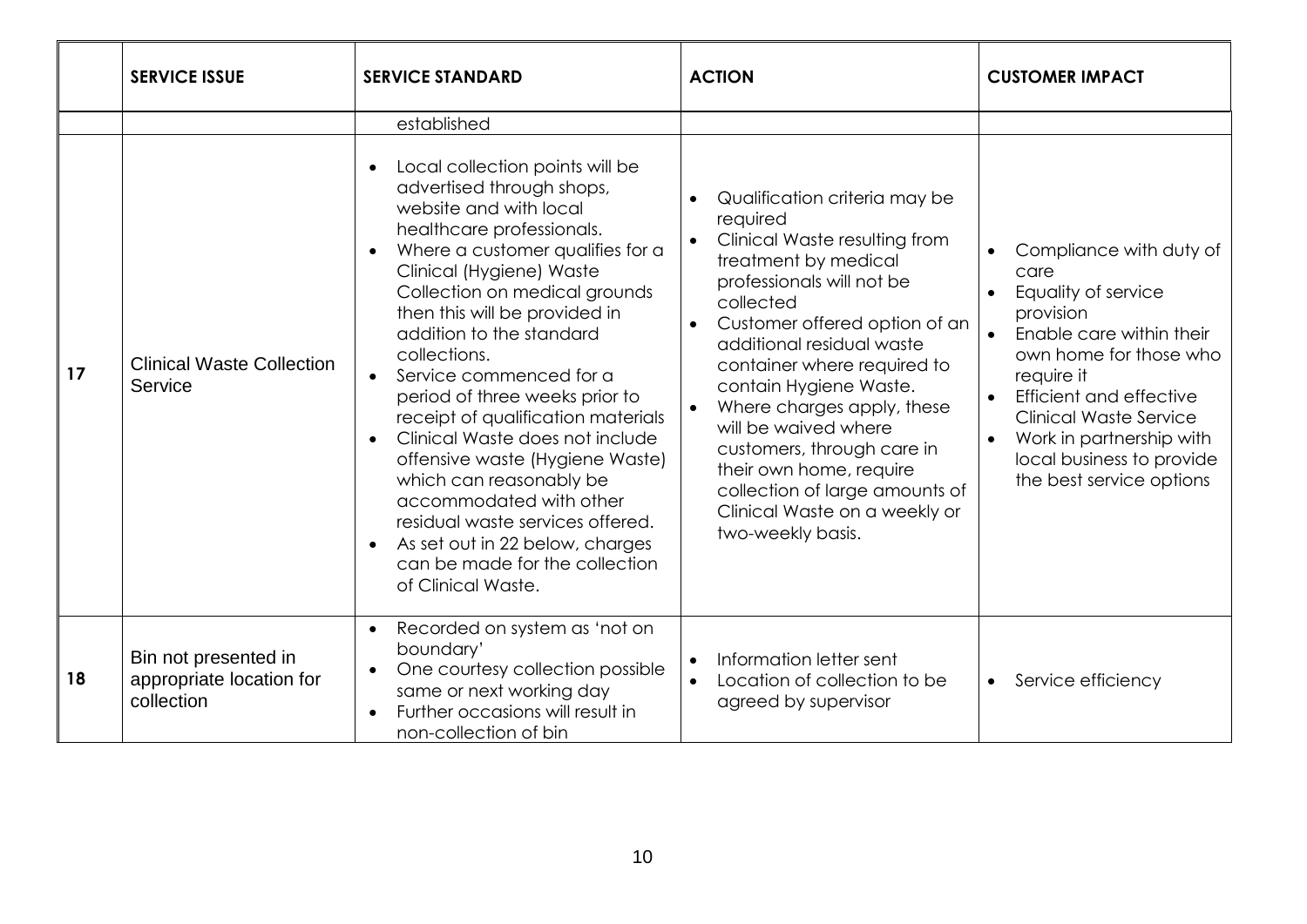| | SERVICE ISSUE | SERVICE STANDARD | ACTION | CUSTOMER IMPACT |
|---|---|---|---|---|
| | | established | | |
| 17 | Clinical Waste Collection Service | • Local collection points will be advertised through shops, website and with local healthcare professionals.<br>• Where a customer qualifies for a Clinical (Hygiene) Waste Collection on medical grounds then this will be provided in addition to the standard collections.<br>• Service commenced for a period of three weeks prior to receipt of qualification materials<br>• Clinical Waste does not include offensive waste (Hygiene Waste) which can reasonably be accommodated with other residual waste services offered.<br>• As set out in 22 below, charges can be made for the collection of Clinical Waste. | • Qualification criteria may be required<br>• Clinical Waste resulting from treatment by medical professionals will not be collected<br>• Customer offered option of an additional residual waste container where required to contain Hygiene Waste.<br>• Where charges apply, these will be waived where customers, through care in their own home, require collection of large amounts of Clinical Waste on a weekly or two-weekly basis. | • Compliance with duty of care<br>• Equality of service provision<br>• Enable care within their own home for those who require it<br>• Efficient and effective Clinical Waste Service<br>• Work in partnership with local business to provide the best service options |
| 18 | Bin not presented in appropriate location for collection | • Recorded on system as 'not on boundary'<br>• One courtesy collection possible same or next working day<br>• Further occasions will result in non-collection of bin | • Information letter sent<br>• Location of collection to be agreed by supervisor | • Service efficiency |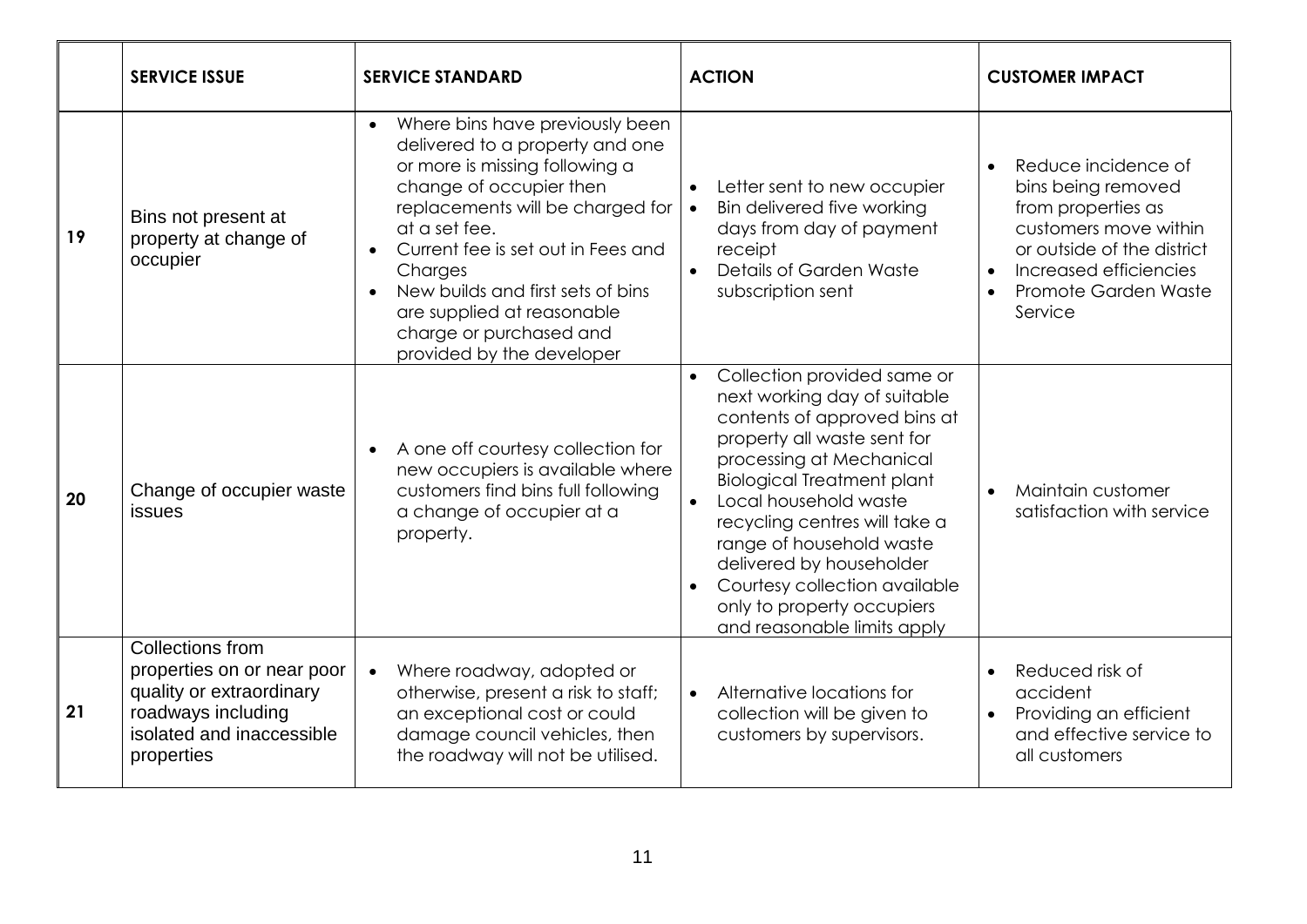| | SERVICE ISSUE | SERVICE STANDARD | ACTION | CUSTOMER IMPACT |
|---|---|---|---|---|
| 19 | Bins not present at property at change of occupier | • Where bins have previously been delivered to a property and one or more is missing following a change of occupier then replacements will be charged for at a set fee.<br>• Current fee is set out in Fees and Charges<br>• New builds and first sets of bins are supplied at reasonable charge or purchased and provided by the developer | • Letter sent to new occupier<br>• Bin delivered five working days from day of payment receipt<br>• Details of Garden Waste subscription sent | • Reduce incidence of bins being removed from properties as customers move within or outside of the district<br>• Increased efficiencies<br>• Promote Garden Waste Service |
| 20 | Change of occupier waste issues | • A one off courtesy collection for new occupiers is available where customers find bins full following a change of occupier at a property. | • Collection provided same or next working day of suitable contents of approved bins at property all waste sent for processing at Mechanical Biological Treatment plant<br>• Local household waste recycling centres will take a range of household waste delivered by householder<br>• Courtesy collection available only to property occupiers and reasonable limits apply | • Maintain customer satisfaction with service |
| 21 | Collections from properties on or near poor quality or extraordinary roadways including isolated and inaccessible properties | • Where roadway, adopted or otherwise, present a risk to staff; an exceptional cost or could damage council vehicles, then the roadway will not be utilised. | • Alternative locations for collection will be given to customers by supervisors. | • Reduced risk of accident<br>• Providing an efficient and effective service to all customers |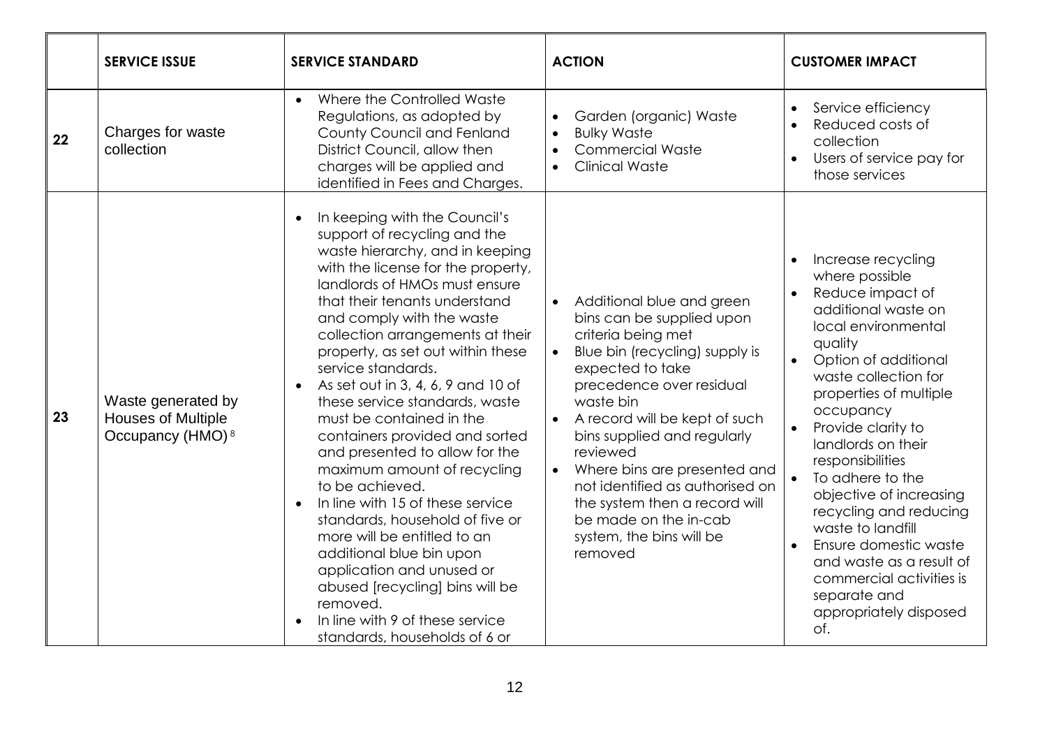|  | SERVICE ISSUE | SERVICE STANDARD | ACTION | CUSTOMER IMPACT |
|---|---|---|---|---|
| 22 | Charges for waste collection | • Where the Controlled Waste Regulations, as adopted by County Council and Fenland District Council, allow then charges will be applied and identified in Fees and Charges. | • Garden (organic) Waste<br>• Bulky Waste<br>• Commercial Waste<br>• Clinical Waste | • Service efficiency<br>• Reduced costs of collection<br>• Users of service pay for those services |
| 23 | Waste generated by Houses of Multiple Occupancy (HMO) [8] | • In keeping with the Council's support of recycling and the waste hierarchy, and in keeping with the license for the property, landlords of HMOs must ensure that their tenants understand and comply with the waste collection arrangements at their property, as set out within these service standards.<br>• As set out in 3, 4, 6, 9 and 10 of these service standards, waste must be contained in the containers provided and sorted and presented to allow for the maximum amount of recycling to be achieved.<br>• In line with 15 of these service standards, household of five or more will be entitled to an additional blue bin upon application and unused or abused [recycling] bins will be removed.<br>• In line with 9 of these service standards, households of 6 or | • Additional blue and green bins can be supplied upon criteria being met<br>• Blue bin (recycling) supply is expected to take precedence over residual waste bin<br>• A record will be kept of such bins supplied and regularly reviewed<br>• Where bins are presented and not identified as authorised on the system then a record will be made on the in-cab system, the bins will be removed | • Increase recycling where possible<br>• Reduce impact of additional waste on local environmental quality<br>• Option of additional waste collection for properties of multiple occupancy<br>• Provide clarity to landlords on their responsibilities<br>• To adhere to the objective of increasing recycling and reducing waste to landfill<br>• Ensure domestic waste and waste as a result of commercial activities is separate and appropriately disposed of. |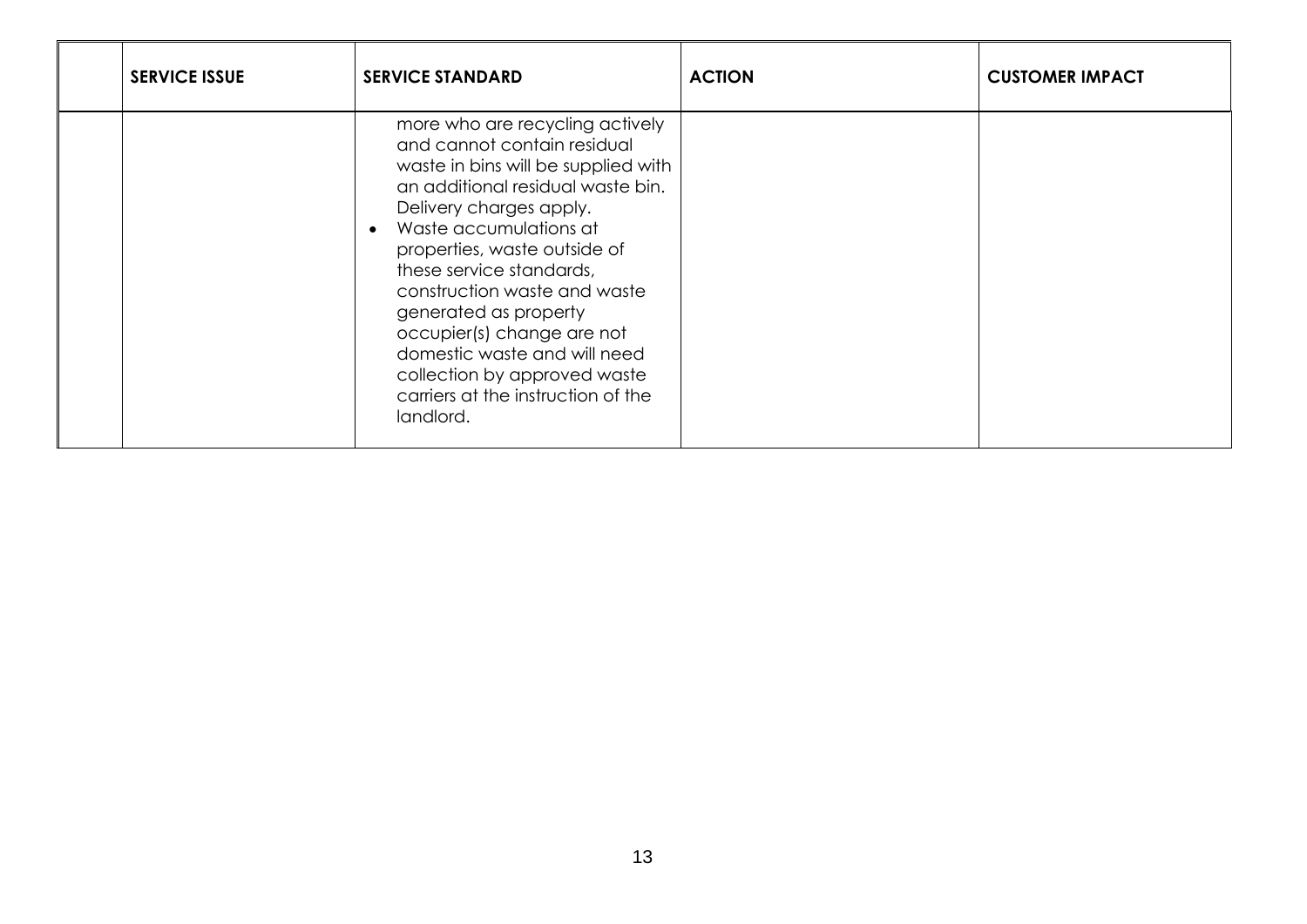| | SERVICE ISSUE | SERVICE STANDARD | ACTION | CUSTOMER IMPACT |
|---|---|---|---|---|
| | | more who are recycling actively and cannot contain residual waste in bins will be supplied with an additional residual waste bin. Delivery charges apply.<br>• Waste accumulations at properties, waste outside of these service standards, construction waste and waste generated as property occupier(s) change are not domestic waste and will need collection by approved waste carriers at the instruction of the landlord. | | |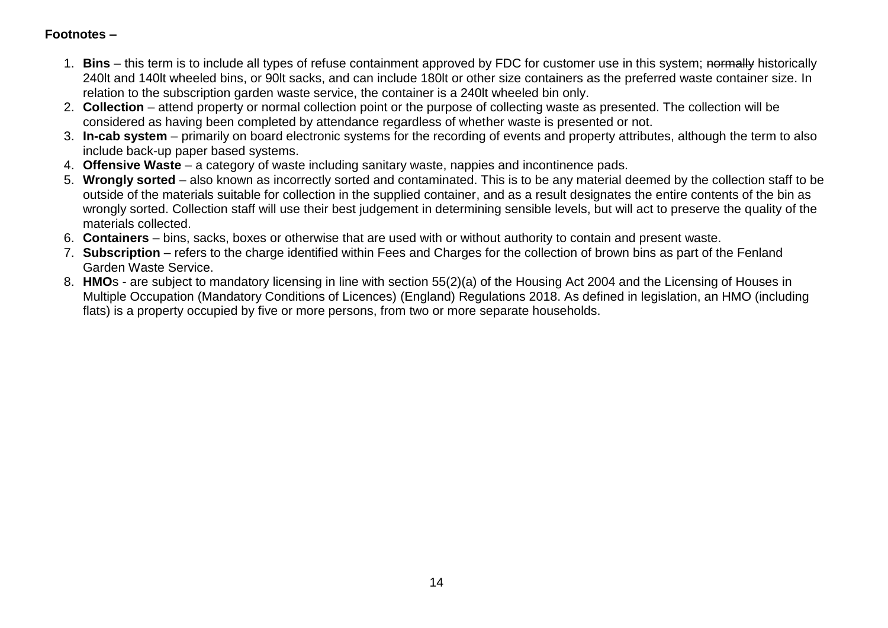**Footnotes –**

1. **Bins** – this term is to include all types of refuse containment approved by FDC for customer use in this system; ~~normally~~ historically 240lt and 140lt wheeled bins, or 90lt sacks, and can include 180lt or other size containers as the preferred waste container size. In relation to the subscription garden waste service, the container is a 240lt wheeled bin only.
2. **Collection** – attend property or normal collection point or the purpose of collecting waste as presented. The collection will be considered as having been completed by attendance regardless of whether waste is presented or not.
3. **In-cab system** – primarily on board electronic systems for the recording of events and property attributes, although the term to also include back-up paper based systems.
4. **Offensive Waste** – a category of waste including sanitary waste, nappies and incontinence pads.
5. **Wrongly sorted** – also known as incorrectly sorted and contaminated. This is to be any material deemed by the collection staff to be outside of the materials suitable for collection in the supplied container, and as a result designates the entire contents of the bin as wrongly sorted. Collection staff will use their best judgement in determining sensible levels, but will act to preserve the quality of the materials collected.
6. **Containers** – bins, sacks, boxes or otherwise that are used with or without authority to contain and present waste.
7. **Subscription** – refers to the charge identified within Fees and Charges for the collection of brown bins as part of the Fenland Garden Waste Service.
8. **HMO**s - are subject to mandatory licensing in line with section 55(2)(a) of the Housing Act 2004 and the Licensing of Houses in Multiple Occupation (Mandatory Conditions of Licences) (England) Regulations 2018. As defined in legislation, an HMO (including flats) is a property occupied by five or more persons, from two or more separate households.